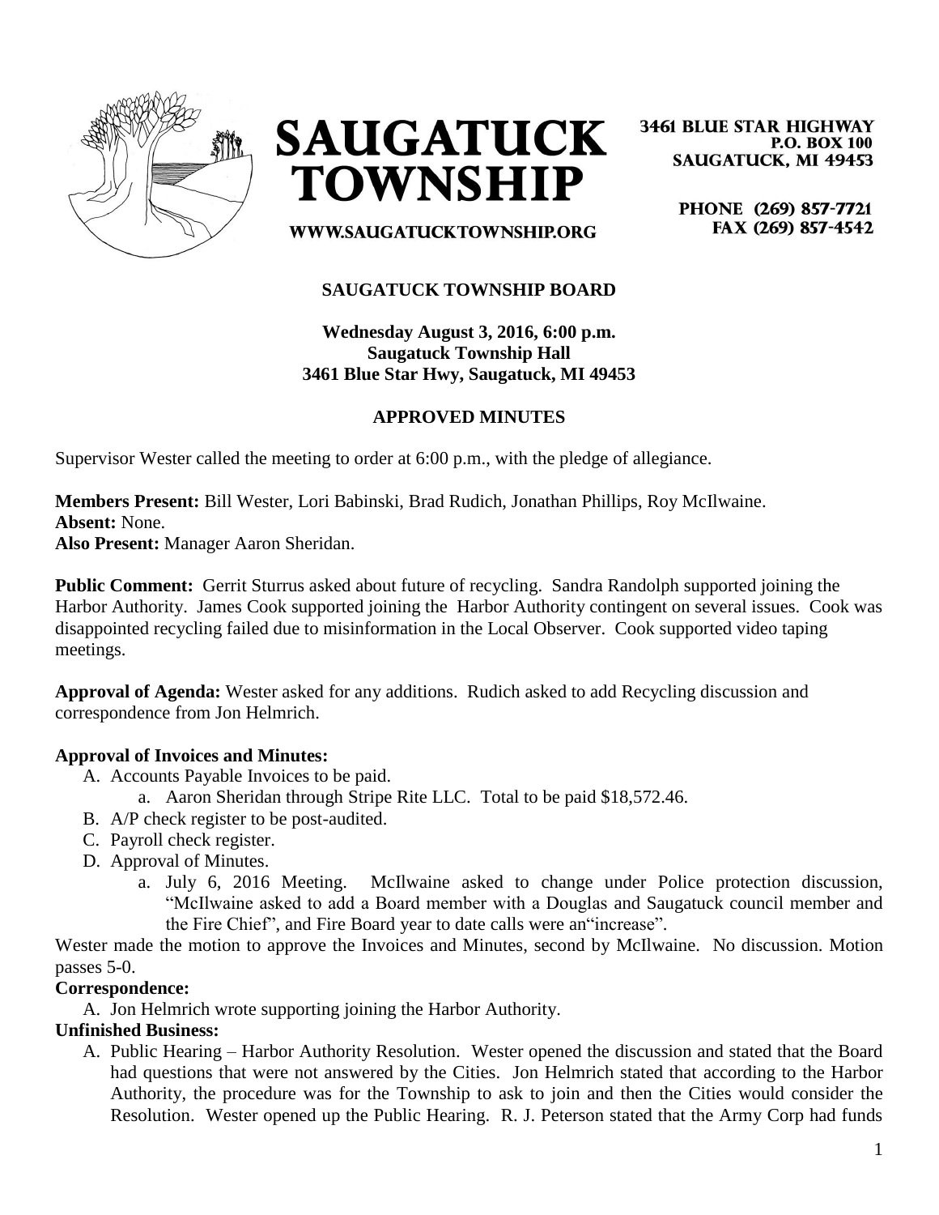**SAUGATUCK TOWNSHIP**

WWW.SAUGATUCKTOWNSHIP.ORG

3461 BLUE STAR HIGHWAY
P.O. BOX 100
SAUGATUCK, MI 49453

PHONE (269) 857-7721
FAX (269) 857-4542

## SAUGATUCK TOWNSHIP BOARD

**Wednesday August 3, 2016, 6:00 p.m.**
**Saugatuck Township Hall**
**3461 Blue Star Hwy, Saugatuck, MI 49453**

### APPROVED MINUTES

Supervisor Wester called the meeting to order at 6:00 p.m., with the pledge of allegiance.

**Members Present:** Bill Wester, Lori Babinski, Brad Rudich, Jonathan Phillips, Roy McIlwaine.
**Absent:** None.
**Also Present:** Manager Aaron Sheridan.

**Public Comment:** Gerrit Sturrus asked about future of recycling. Sandra Randolph supported joining the Harbor Authority. James Cook supported joining the Harbor Authority contingent on several issues. Cook was disappointed recycling failed due to misinformation in the Local Observer. Cook supported video taping meetings.

**Approval of Agenda:** Wester asked for any additions. Rudich asked to add Recycling discussion and correspondence from Jon Helmrich.

**Approval of Invoices and Minutes:**

A. Accounts Payable Invoices to be paid.
   a. Aaron Sheridan through Stripe Rite LLC. Total to be paid $18,572.46.
B. A/P check register to be post-audited.
C. Payroll check register.
D. Approval of Minutes.
   a. July 6, 2016 Meeting. McIlwaine asked to change under Police protection discussion, "McIlwaine asked to add a Board member with a Douglas and Saugatuck council member and the Fire Chief", and Fire Board year to date calls were an "increase".

Wester made the motion to approve the Invoices and Minutes, second by McIlwaine. No discussion. Motion passes 5-0.

**Correspondence:**

A. Jon Helmrich wrote supporting joining the Harbor Authority.

**Unfinished Business:**

A. Public Hearing – Harbor Authority Resolution. Wester opened the discussion and stated that the Board had questions that were not answered by the Cities. Jon Helmrich stated that according to the Harbor Authority, the procedure was for the Township to ask to join and then the Cities would consider the Resolution. Wester opened up the Public Hearing. R. J. Peterson stated that the Army Corp had funds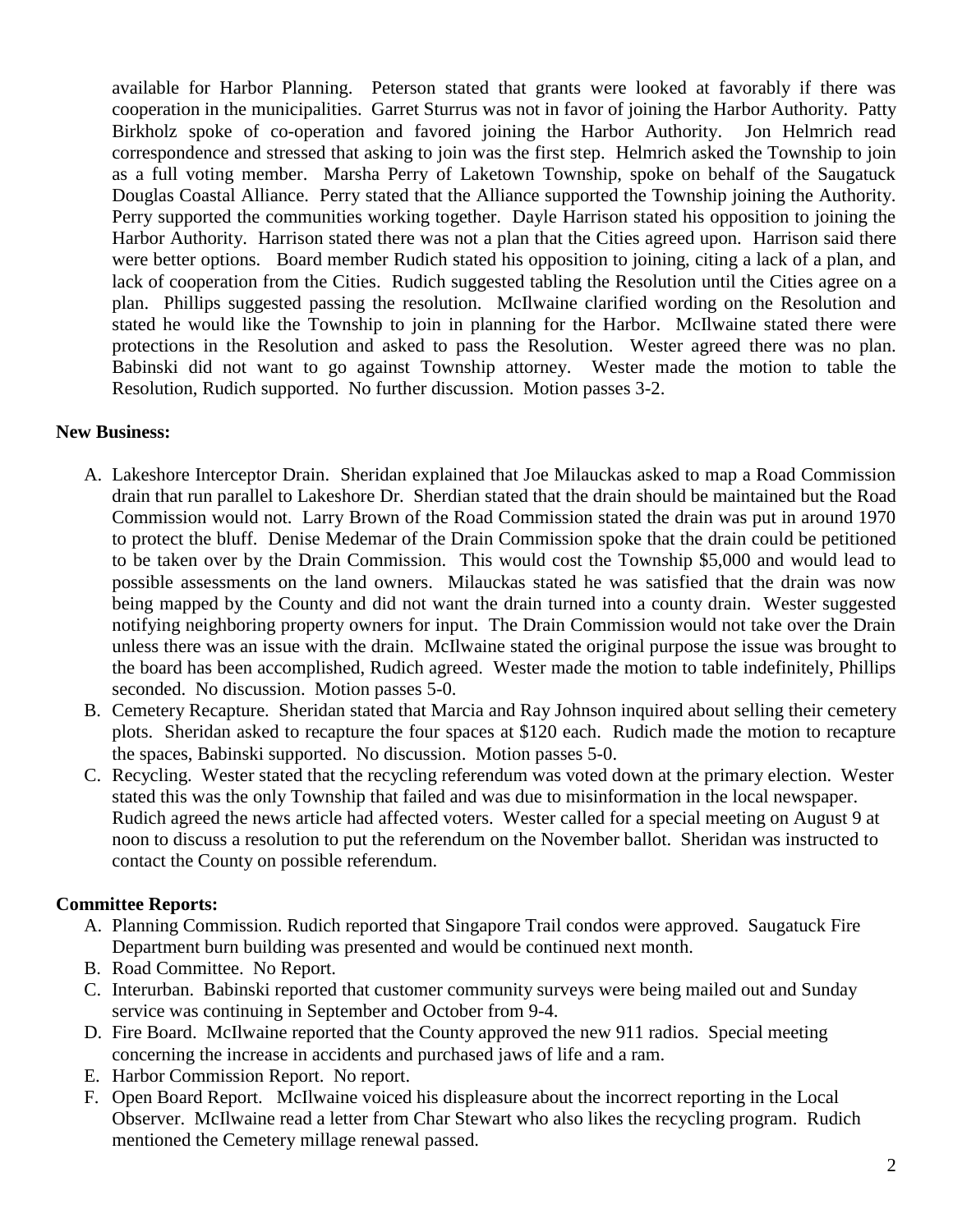available for Harbor Planning. Peterson stated that grants were looked at favorably if there was cooperation in the municipalities. Garret Sturrus was not in favor of joining the Harbor Authority. Patty Birkholz spoke of co-operation and favored joining the Harbor Authority. Jon Helmrich read correspondence and stressed that asking to join was the first step. Helmrich asked the Township to join as a full voting member. Marsha Perry of Laketown Township, spoke on behalf of the Saugatuck Douglas Coastal Alliance. Perry stated that the Alliance supported the Township joining the Authority. Perry supported the communities working together. Dayle Harrison stated his opposition to joining the Harbor Authority. Harrison stated there was not a plan that the Cities agreed upon. Harrison said there were better options. Board member Rudich stated his opposition to joining, citing a lack of a plan, and lack of cooperation from the Cities. Rudich suggested tabling the Resolution until the Cities agree on a plan. Phillips suggested passing the resolution. McIlwaine clarified wording on the Resolution and stated he would like the Township to join in planning for the Harbor. McIlwaine stated there were protections in the Resolution and asked to pass the Resolution. Wester agreed there was no plan. Babinski did not want to go against Township attorney. Wester made the motion to table the Resolution, Rudich supported. No further discussion. Motion passes 3-2.

**New Business:**

A. Lakeshore Interceptor Drain. Sheridan explained that Joe Milauckas asked to map a Road Commission drain that run parallel to Lakeshore Dr. Sherdian stated that the drain should be maintained but the Road Commission would not. Larry Brown of the Road Commission stated the drain was put in around 1970 to protect the bluff. Denise Medemar of the Drain Commission spoke that the drain could be petitioned to be taken over by the Drain Commission. This would cost the Township $5,000 and would lead to possible assessments on the land owners. Milauckas stated he was satisfied that the drain was now being mapped by the County and did not want the drain turned into a county drain. Wester suggested notifying neighboring property owners for input. The Drain Commission would not take over the Drain unless there was an issue with the drain. McIlwaine stated the original purpose the issue was brought to the board has been accomplished, Rudich agreed. Wester made the motion to table indefinitely, Phillips seconded. No discussion. Motion passes 5-0.
B. Cemetery Recapture. Sheridan stated that Marcia and Ray Johnson inquired about selling their cemetery plots. Sheridan asked to recapture the four spaces at $120 each. Rudich made the motion to recapture the spaces, Babinski supported. No discussion. Motion passes 5-0.
C. Recycling. Wester stated that the recycling referendum was voted down at the primary election. Wester stated this was the only Township that failed and was due to misinformation in the local newspaper. Rudich agreed the news article had affected voters. Wester called for a special meeting on August 9 at noon to discuss a resolution to put the referendum on the November ballot. Sheridan was instructed to contact the County on possible referendum.

**Committee Reports:**

A. Planning Commission. Rudich reported that Singapore Trail condos were approved. Saugatuck Fire Department burn building was presented and would be continued next month.
B. Road Committee. No Report.
C. Interurban. Babinski reported that customer community surveys were being mailed out and Sunday service was continuing in September and October from 9-4.
D. Fire Board. McIlwaine reported that the County approved the new 911 radios. Special meeting concerning the increase in accidents and purchased jaws of life and a ram.
E. Harbor Commission Report. No report.
F. Open Board Report. McIlwaine voiced his displeasure about the incorrect reporting in the Local Observer. McIlwaine read a letter from Char Stewart who also likes the recycling program. Rudich mentioned the Cemetery millage renewal passed.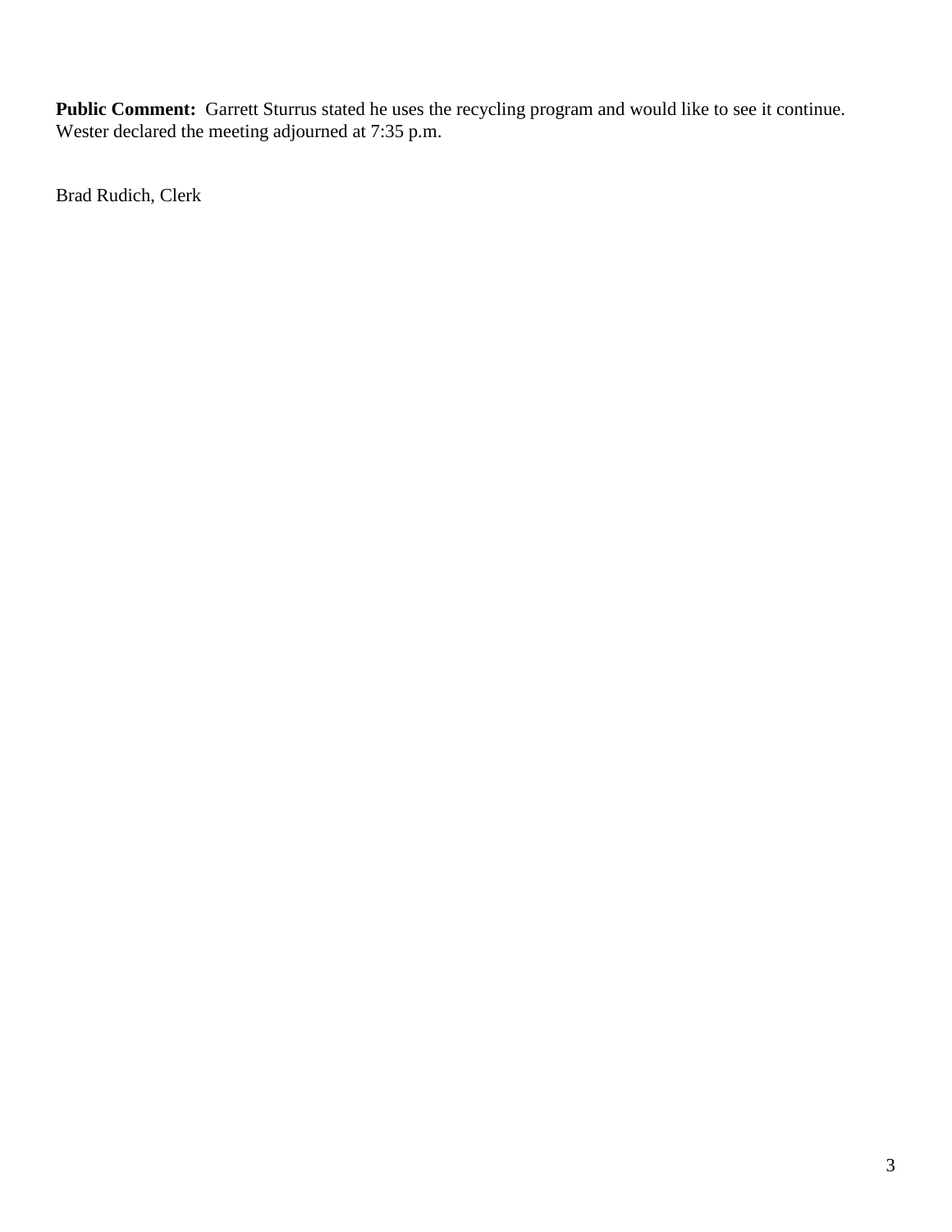**Public Comment:** Garrett Sturrus stated he uses the recycling program and would like to see it continue. Wester declared the meeting adjourned at 7:35 p.m.

Brad Rudich, Clerk